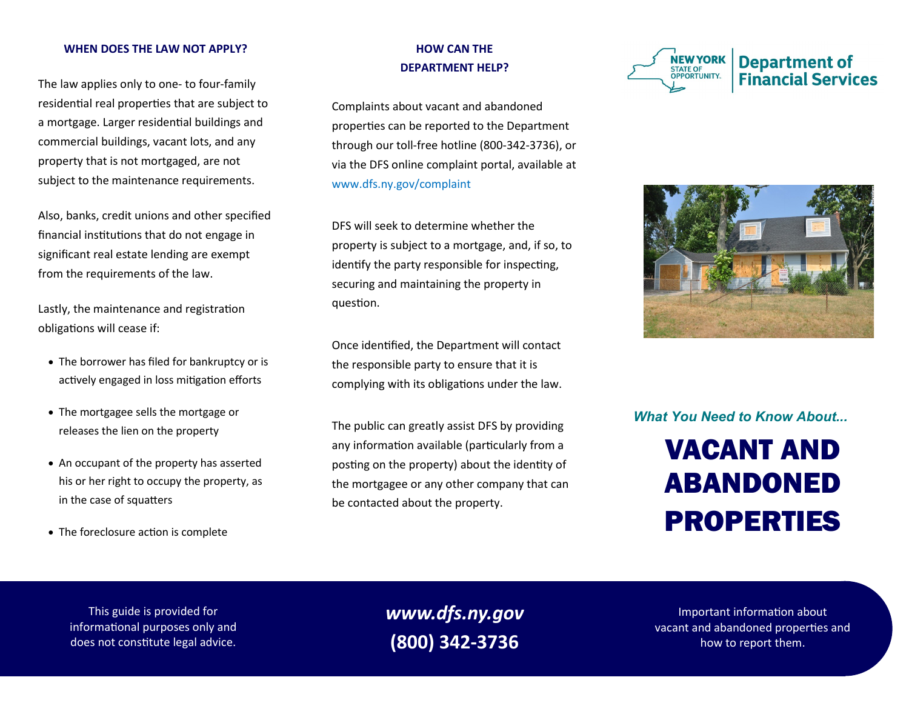## WHEN DOES THE LAW NOT APPLY?

The law applies only to one- to four-family residential real properties that are subject to a mortgage. Larger residential buildings and commercial buildings, vacant lots, and any property that is not mortgaged, are not subject to the maintenance requirements.

Also, banks, credit unions and other specified financial institutions that do not engage in significant real estate lending are exempt from the requirements of the law.

Lastly, the maintenance and registration obligations will cease if:

- The borrower has filed for bankruptcy or is actively engaged in loss mitigation efforts
- The mortgagee sells the mortgage or releases the lien on the property
- An occupant of the property has asserted his or her right to occupy the property, as in the case of squatters
- The foreclosure action is complete

## HOW CAN THE DEPARTMENT HELP?

Complaints about vacant and abandoned properties can be reported to the Department through our toll-free hotline (800-342-3736), or via the DFS online complaint portal, available at www.dfs.ny.gov/complaint

DFS will seek to determine whether the property is subject to a mortgage, and, if so, to identify the party responsible for inspecting, securing and maintaining the property in question.

Once identified, the Department will contact the responsible party to ensure that it is complying with its obligations under the law.

The public can greatly assist DFS by providing any information available (particularly from a posting on the property) about the identity of the mortgagee or any other company that can be contacted about the property.

NEW YORK STATE OF OPPORTUNITY. Department of Financial Services

*What You Need to Know About...*

# VACANT AND ABANDONED PROPERTIES

This guide is provided for informational purposes only and does not constitute legal advice.

***www.dfs.ny.gov***

**(800) 342-3736**

Important information about vacant and abandoned properties and how to report them.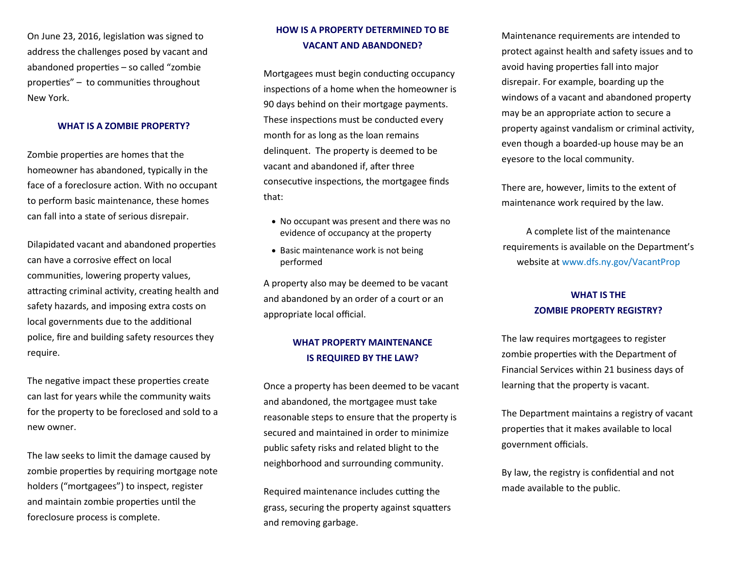On June 23, 2016, legislation was signed to address the challenges posed by vacant and abandoned properties – so called “zombie properties” – to communities throughout New York.

## WHAT IS A ZOMBIE PROPERTY?

Zombie properties are homes that the homeowner has abandoned, typically in the face of a foreclosure action. With no occupant to perform basic maintenance, these homes can fall into a state of serious disrepair.

Dilapidated vacant and abandoned properties can have a corrosive effect on local communities, lowering property values, attracting criminal activity, creating health and safety hazards, and imposing extra costs on local governments due to the additional police, fire and building safety resources they require.

The negative impact these properties create can last for years while the community waits for the property to be foreclosed and sold to a new owner.

The law seeks to limit the damage caused by zombie properties by requiring mortgage note holders (“mortgagees”) to inspect, register and maintain zombie properties until the foreclosure process is complete.

## HOW IS A PROPERTY DETERMINED TO BE VACANT AND ABANDONED?

Mortgagees must begin conducting occupancy inspections of a home when the homeowner is 90 days behind on their mortgage payments. These inspections must be conducted every month for as long as the loan remains delinquent. The property is deemed to be vacant and abandoned if, after three consecutive inspections, the mortgagee finds that:

- No occupant was present and there was no evidence of occupancy at the property
- Basic maintenance work is not being performed

A property also may be deemed to be vacant and abandoned by an order of a court or an appropriate local official.

## WHAT PROPERTY MAINTENANCE IS REQUIRED BY THE LAW?

Once a property has been deemed to be vacant and abandoned, the mortgagee must take reasonable steps to ensure that the property is secured and maintained in order to minimize public safety risks and related blight to the neighborhood and surrounding community.

Required maintenance includes cutting the grass, securing the property against squatters and removing garbage.

Maintenance requirements are intended to protect against health and safety issues and to avoid having properties fall into major disrepair. For example, boarding up the windows of a vacant and abandoned property may be an appropriate action to secure a property against vandalism or criminal activity, even though a boarded-up house may be an eyesore to the local community.

There are, however, limits to the extent of maintenance work required by the law.

A complete list of the maintenance requirements is available on the Department’s website at www.dfs.ny.gov/VacantProp

## WHAT IS THE ZOMBIE PROPERTY REGISTRY?

The law requires mortgagees to register zombie properties with the Department of Financial Services within 21 business days of learning that the property is vacant.

The Department maintains a registry of vacant properties that it makes available to local government officials.

By law, the registry is confidential and not made available to the public.